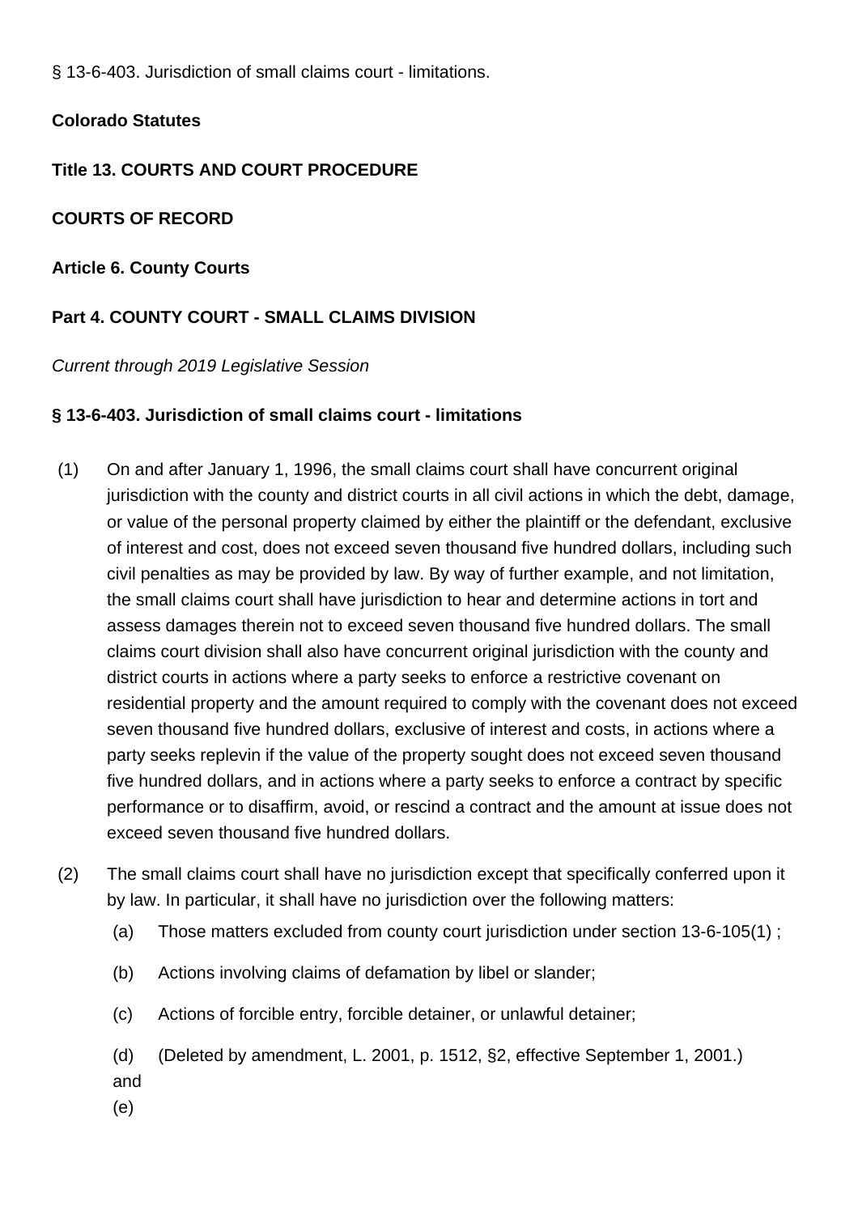§ 13-6-403. Jurisdiction of small claims court - limitations.

**Colorado Statutes**

**Title 13. COURTS AND COURT PROCEDURE**

**COURTS OF RECORD**

**Article 6. County Courts**

**Part 4. COUNTY COURT - SMALL CLAIMS DIVISION**

*Current through 2019 Legislative Session*

**§ 13-6-403. Jurisdiction of small claims court - limitations**

(1) On and after January 1, 1996, the small claims court shall have concurrent original jurisdiction with the county and district courts in all civil actions in which the debt, damage, or value of the personal property claimed by either the plaintiff or the defendant, exclusive of interest and cost, does not exceed seven thousand five hundred dollars, including such civil penalties as may be provided by law. By way of further example, and not limitation, the small claims court shall have jurisdiction to hear and determine actions in tort and assess damages therein not to exceed seven thousand five hundred dollars. The small claims court division shall also have concurrent original jurisdiction with the county and district courts in actions where a party seeks to enforce a restrictive covenant on residential property and the amount required to comply with the covenant does not exceed seven thousand five hundred dollars, exclusive of interest and costs, in actions where a party seeks replevin if the value of the property sought does not exceed seven thousand five hundred dollars, and in actions where a party seeks to enforce a contract by specific performance or to disaffirm, avoid, or rescind a contract and the amount at issue does not exceed seven thousand five hundred dollars.

(2) The small claims court shall have no jurisdiction except that specifically conferred upon it by law. In particular, it shall have no jurisdiction over the following matters:

(a) Those matters excluded from county court jurisdiction under section 13-6-105(1) ;

(b) Actions involving claims of defamation by libel or slander;

(c) Actions of forcible entry, forcible detainer, or unlawful detainer;

(d) and (e) (Deleted by amendment, L. 2001, p. 1512, §2, effective September 1, 2001.)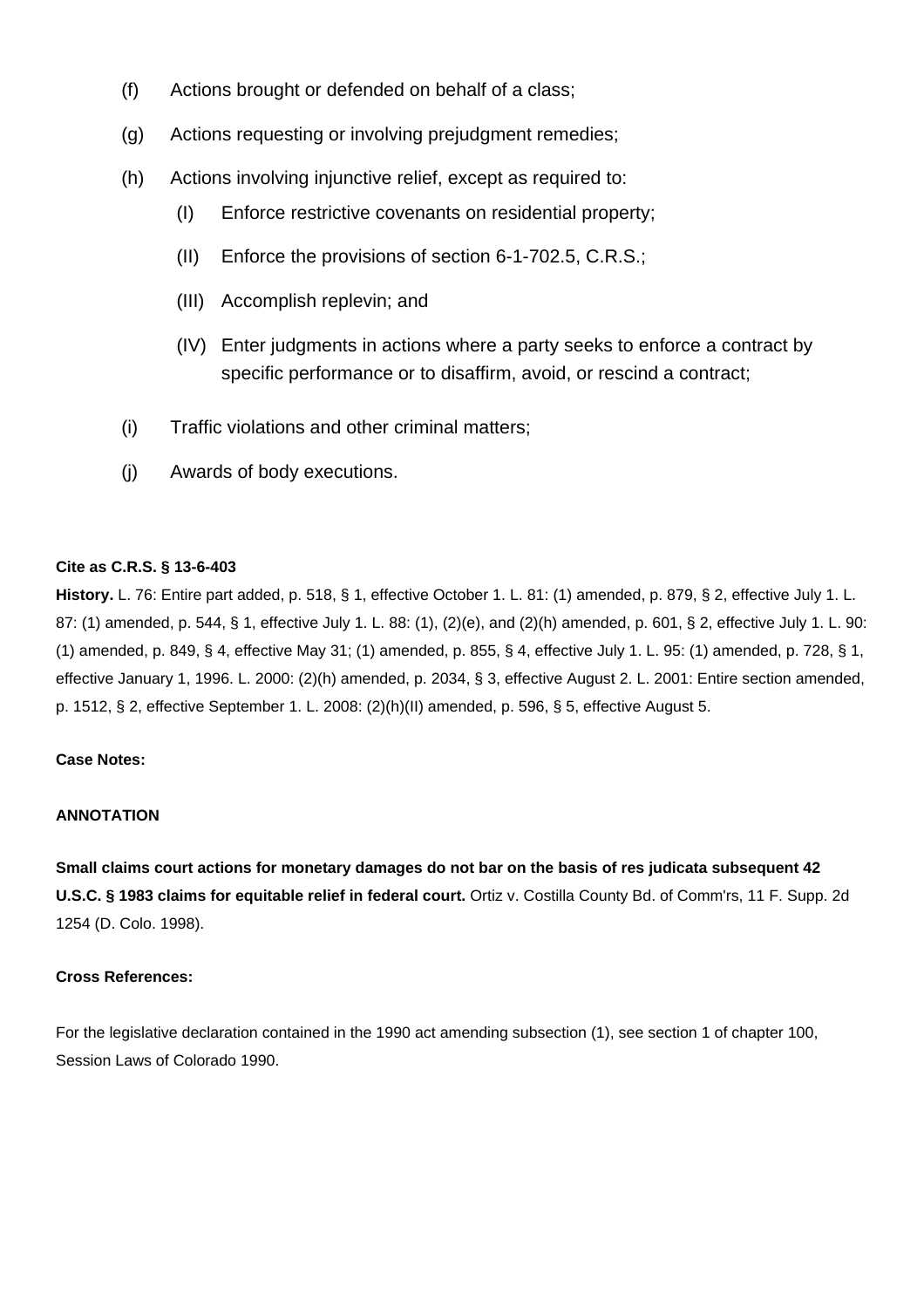(f) Actions brought or defended on behalf of a class;

(g) Actions requesting or involving prejudgment remedies;

(h) Actions involving injunctive relief, except as required to:

  (I) Enforce restrictive covenants on residential property;

  (II) Enforce the provisions of section 6-1-702.5, C.R.S.;

  (III) Accomplish replevin; and

  (IV) Enter judgments in actions where a party seeks to enforce a contract by specific performance or to disaffirm, avoid, or rescind a contract;

(i) Traffic violations and other criminal matters;

(j) Awards of body executions.

**Cite as C.R.S. § 13-6-403**

**History.** L. 76: Entire part added, p. 518, § 1, effective October 1. L. 81: (1) amended, p. 879, § 2, effective July 1. L. 87: (1) amended, p. 544, § 1, effective July 1. L. 88: (1), (2)(e), and (2)(h) amended, p. 601, § 2, effective July 1. L. 90: (1) amended, p. 849, § 4, effective May 31; (1) amended, p. 855, § 4, effective July 1. L. 95: (1) amended, p. 728, § 1, effective January 1, 1996. L. 2000: (2)(h) amended, p. 2034, § 3, effective August 2. L. 2001: Entire section amended, p. 1512, § 2, effective September 1. L. 2008: (2)(h)(II) amended, p. 596, § 5, effective August 5.

**Case Notes:**

**ANNOTATION**

**Small claims court actions for monetary damages do not bar on the basis of res judicata subsequent 42 U.S.C. § 1983 claims for equitable relief in federal court.** Ortiz v. Costilla County Bd. of Comm'rs, 11 F. Supp. 2d 1254 (D. Colo. 1998).

**Cross References:**

For the legislative declaration contained in the 1990 act amending subsection (1), see section 1 of chapter 100, Session Laws of Colorado 1990.